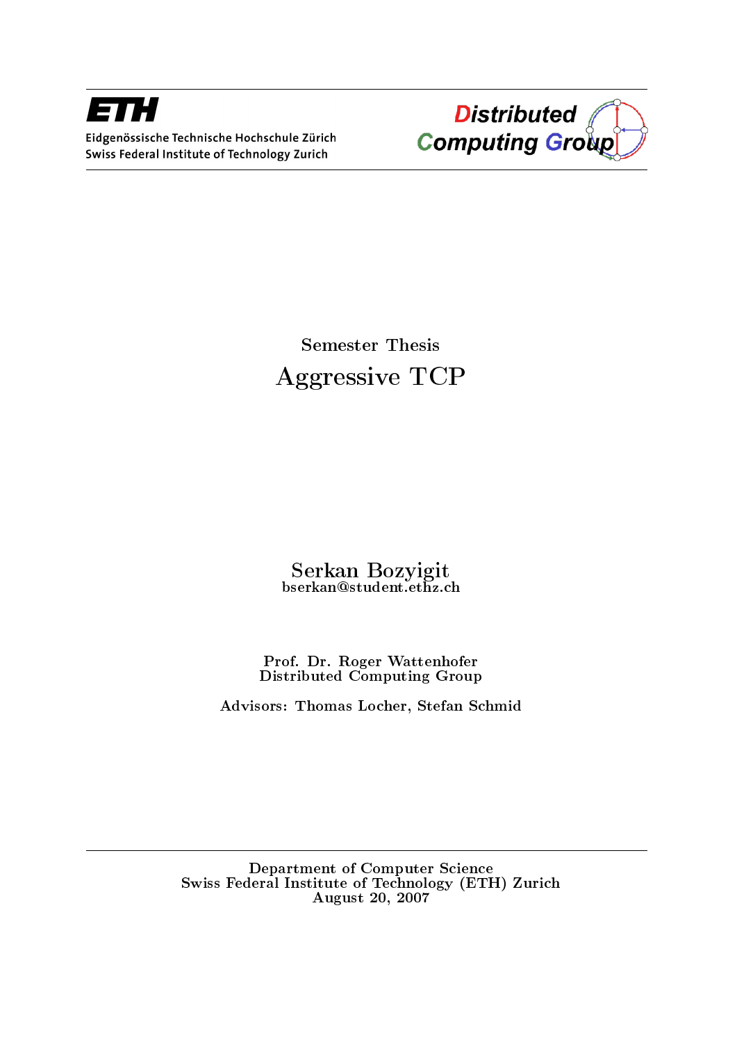ETH

Eidgenössische Technische Hochschule Zürich
Swiss Federal Institute of Technology Zurich

Distributed Computing Group

Semester Thesis

# Aggressive TCP

Serkan Bozyigit
bserkan@student.ethz.ch

Prof. Dr. Roger Wattenhofer
Distributed Computing Group

Advisors: Thomas Locher, Stefan Schmid

Department of Computer Science
Swiss Federal Institute of Technology (ETH) Zurich
August 20, 2007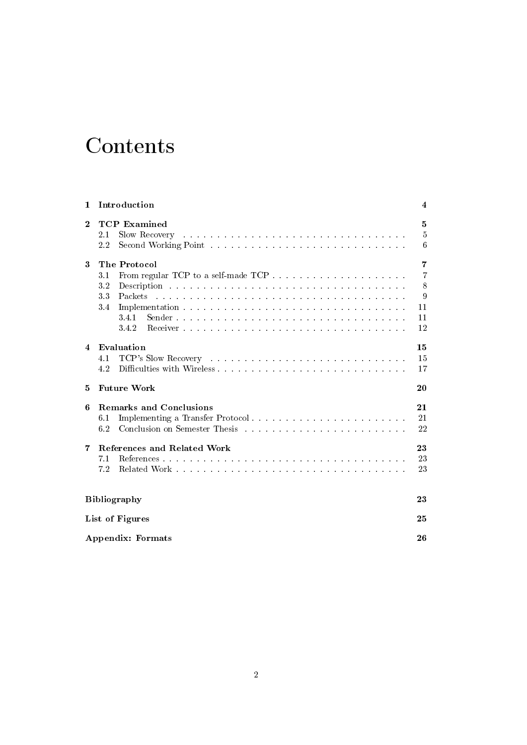# Contents

| | | |
|---|---|---|
| **1** | **Introduction** | **4** |
| **2** | **TCP Examined** | **5** |
| | 2.1 Slow Recovery | 5 |
| | 2.2 Second Working Point | 6 |
| **3** | **The Protocol** | **7** |
| | 3.1 From regular TCP to a self-made TCP | 7 |
| | 3.2 Description | 8 |
| | 3.3 Packets | 9 |
| | 3.4 Implementation | 11 |
| | 3.4.1 Sender | 11 |
| | 3.4.2 Receiver | 12 |
| **4** | **Evaluation** | **15** |
| | 4.1 TCP's Slow Recovery | 15 |
| | 4.2 Difficulties with Wireless | 17 |
| **5** | **Future Work** | **20** |
| **6** | **Remarks and Conclusions** | **21** |
| | 6.1 Implementing a Transfer Protocol | 21 |
| | 6.2 Conclusion on Semester Thesis | 22 |
| **7** | **References and Related Work** | **23** |
| | 7.1 References | 23 |
| | 7.2 Related Work | 23 |
| **Bibliography** | | **23** |
| **List of Figures** | | **25** |
| **Appendix: Formats** | | **26** |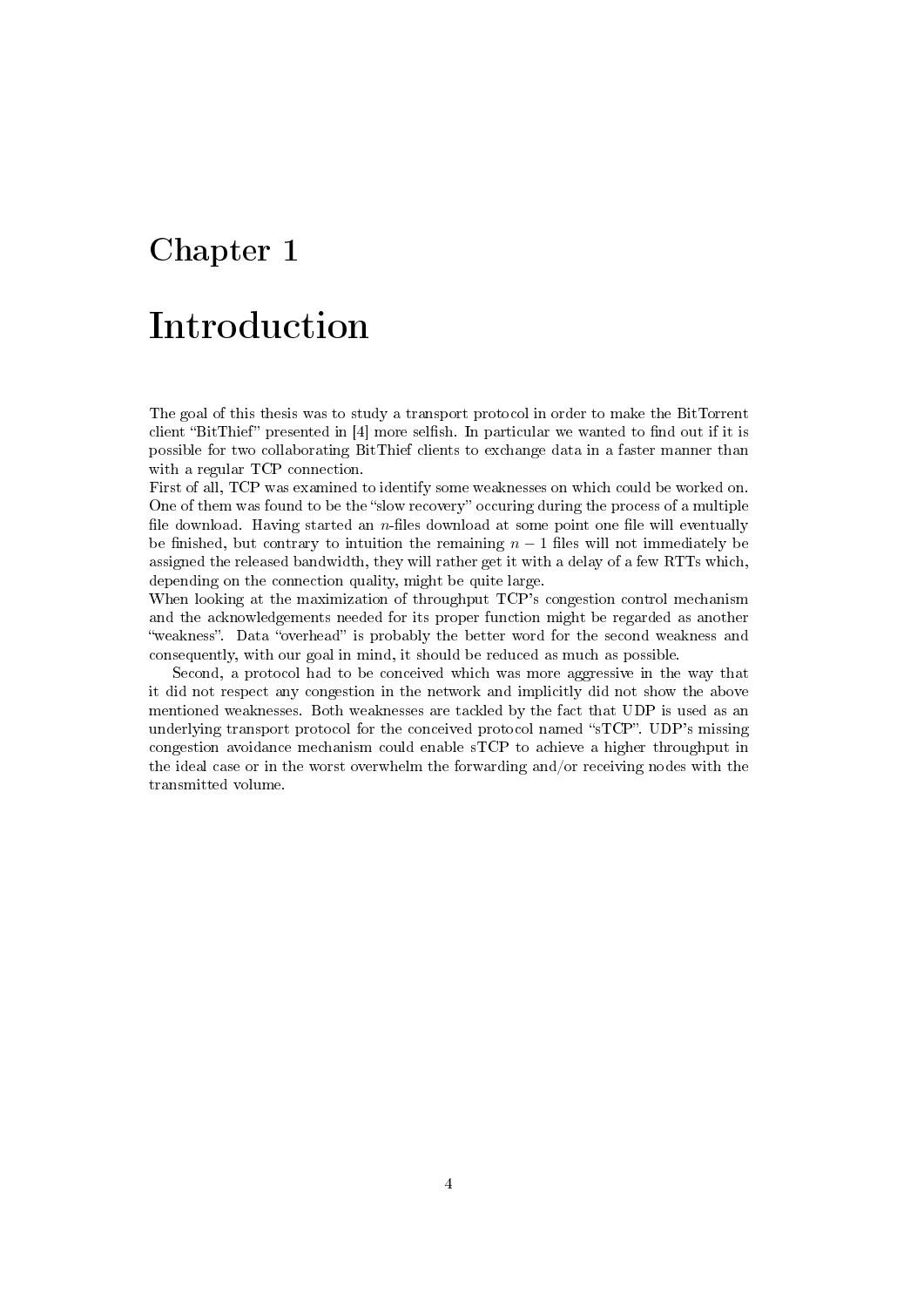# Chapter 1

# Introduction

The goal of this thesis was to study a transport protocol in order to make the BitTorrent client "BitThief" presented in [4] more selfish. In particular we wanted to find out if it is possible for two collaborating BitThief clients to exchange data in a faster manner than with a regular TCP connection.
First of all, TCP was examined to identify some weaknesses on which could be worked on. One of them was found to be the "slow recovery" occuring during the process of a multiple file download. Having started an $n$-files download at some point one file will eventually be finished, but contrary to intuition the remaining $n-1$ files will not immediately be assigned the released bandwidth, they will rather get it with a delay of a few RTTs which, depending on the connection quality, might be quite large.
When looking at the maximization of throughput TCP's congestion control mechanism and the acknowledgements needed for its proper function might be regarded as another "weakness". Data "overhead" is probably the better word for the second weakness and consequently, with our goal in mind, it should be reduced as much as possible.

Second, a protocol had to be conceived which was more aggressive in the way that it did not respect any congestion in the network and implicitly did not show the above mentioned weaknesses. Both weaknesses are tackled by the fact that UDP is used as an underlying transport protocol for the conceived protocol named "sTCP". UDP's missing congestion avoidance mechanism could enable sTCP to achieve a higher throughput in the ideal case or in the worst overwhelm the forwarding and/or receiving nodes with the transmitted volume.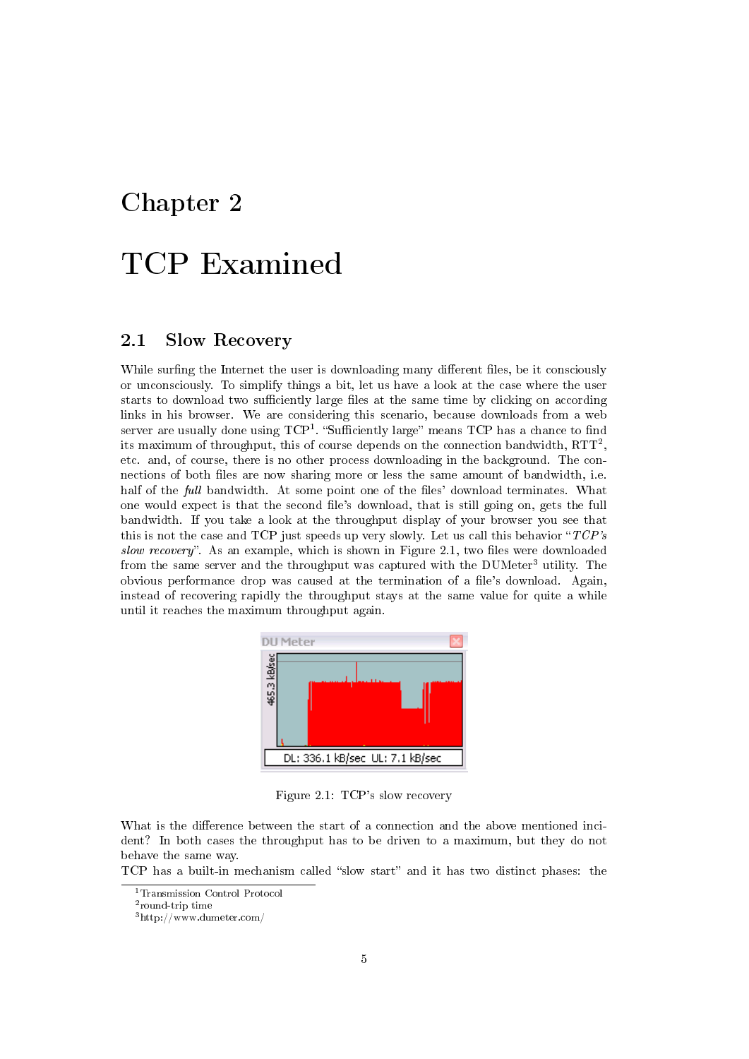# Chapter 2

# TCP Examined

## 2.1 Slow Recovery

While surfing the Internet the user is downloading many different files, be it consciously or unconsciously. To simplify things a bit, let us have a look at the case where the user starts to download two sufficiently large files at the same time by clicking on according links in his browser. We are considering this scenario, because downloads from a web server are usually done using TCP[1]. "Sufficiently large" means TCP has a chance to find its maximum of throughput, this of course depends on the connection bandwidth, RTT[2], etc. and, of course, there is no other process downloading in the background. The connections of both files are now sharing more or less the same amount of bandwidth, i.e. half of the *full* bandwidth. At some point one of the files' download terminates. What one would expect is that the second file's download, that is still going on, gets the full bandwidth. If you take a look at the throughput display of your browser you see that this is not the case and TCP just speeds up very slowly. Let us call this behavior "*TCP's slow recovery*". As an example, which is shown in Figure 2.1, two files were downloaded from the same server and the throughput was captured with the DUMeter[3] utility. The obvious performance drop was caused at the termination of a file's download. Again, instead of recovering rapidly the throughput stays at the same value for quite a while until it reaches the maximum throughput again.

Figure 2.1: TCP's slow recovery

What is the difference between the start of a connection and the above mentioned incident? In both cases the throughput has to be driven to a maximum, but they do not behave the same way.

TCP has a built-in mechanism called "slow start" and it has two distinct phases: the

[1] Transmission Control Protocol
[2] round-trip time
[3] http://www.dumeter.com/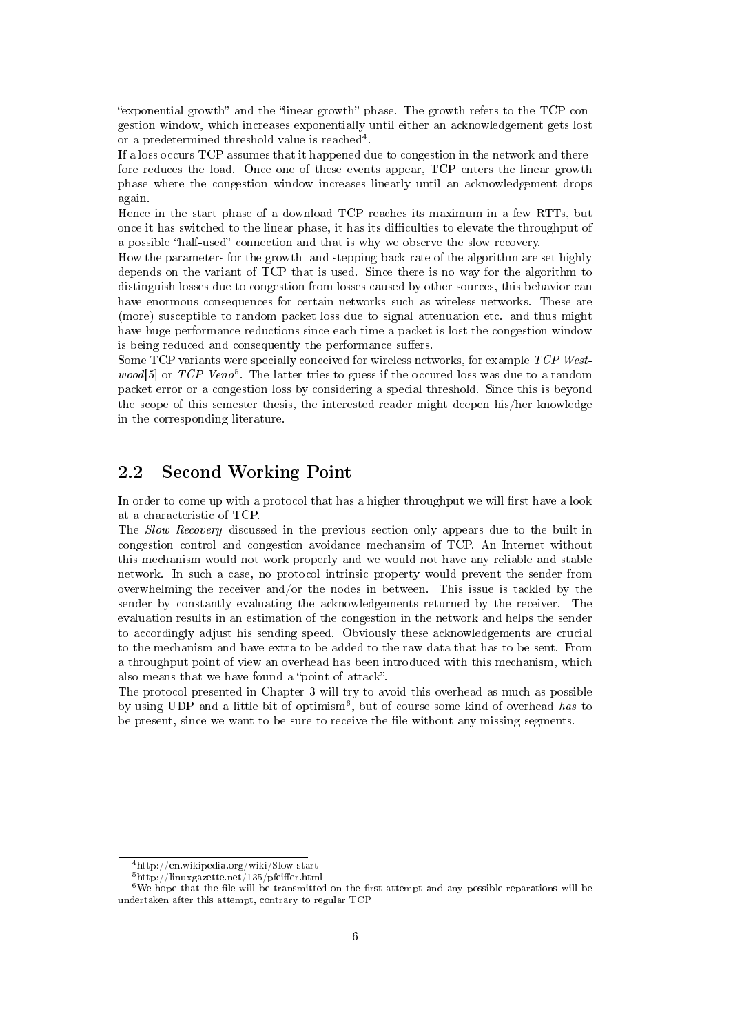"exponential growth" and the "linear growth" phase. The growth refers to the TCP congestion window, which increases exponentially until either an acknowledgement gets lost or a predetermined threshold value is reached[4].

If a loss occurs TCP assumes that it happened due to congestion in the network and therefore reduces the load. Once one of these events appear, TCP enters the linear growth phase where the congestion window increases linearly until an acknowledgement drops again.

Hence in the start phase of a download TCP reaches its maximum in a few RTTs, but once it has switched to the linear phase, it has its difficulties to elevate the throughput of a possible "half-used" connection and that is why we observe the slow recovery.

How the parameters for the growth- and stepping-back-rate of the algorithm are set highly depends on the variant of TCP that is used. Since there is no way for the algorithm to distinguish losses due to congestion from losses caused by other sources, this behavior can have enormous consequences for certain networks such as wireless networks. These are (more) susceptible to random packet loss due to signal attenuation etc. and thus might have huge performance reductions since each time a packet is lost the congestion window is being reduced and consequently the performance suffers.

Some TCP variants were specially conceived for wireless networks, for example *TCP Westwood*[5] or *TCP Veno*[5]. The latter tries to guess if the occured loss was due to a random packet error or a congestion loss by considering a special threshold. Since this is beyond the scope of this semester thesis, the interested reader might deepen his/her knowledge in the corresponding literature.

## 2.2 Second Working Point

In order to come up with a protocol that has a higher throughput we will first have a look at a characteristic of TCP.

The *Slow Recovery* discussed in the previous section only appears due to the built-in congestion control and congestion avoidance mechansim of TCP. An Internet without this mechanism would not work properly and we would not have any reliable and stable network. In such a case, no protocol intrinsic property would prevent the sender from overwhelming the receiver and/or the nodes in between. This issue is tackled by the sender by constantly evaluating the acknowledgements returned by the receiver. The evaluation results in an estimation of the congestion in the network and helps the sender to accordingly adjust his sending speed. Obviously these acknowledgements are crucial to the mechanism and have extra to be added to the raw data that has to be sent. From a throughput point of view an overhead has been introduced with this mechanism, which also means that we have found a "point of attack".

The protocol presented in Chapter 3 will try to avoid this overhead as much as possible by using UDP and a little bit of optimism[6], but of course some kind of overhead *has* to be present, since we want to be sure to receive the file without any missing segments.

[4] http://en.wikipedia.org/wiki/Slow-start

[5] http://linuxgazette.net/135/pfeiffer.html

[6] We hope that the file will be transmitted on the first attempt and any possible reparations will be undertaken after this attempt, contrary to regular TCP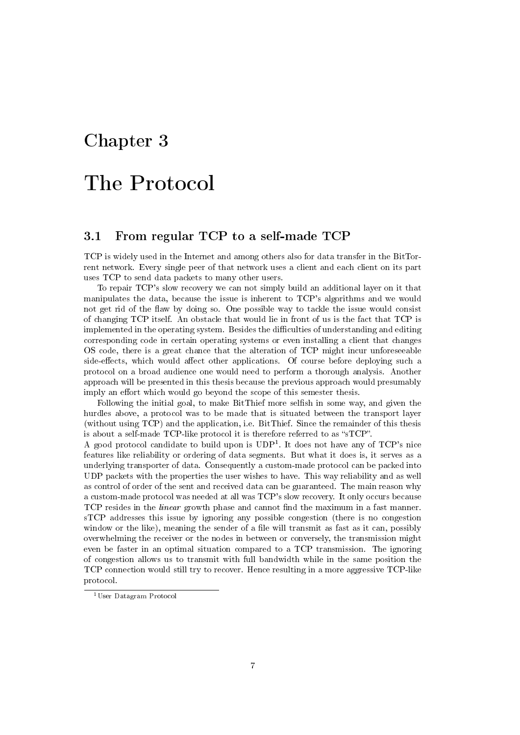# Chapter 3

# The Protocol

## 3.1 From regular TCP to a self-made TCP

TCP is widely used in the Internet and among others also for data transfer in the BitTorrent network. Every single peer of that network uses a client and each client on its part uses TCP to send data packets to many other users.

To repair TCP's slow recovery we can not simply build an additional layer on it that manipulates the data, because the issue is inherent to TCP's algorithms and we would not get rid of the flaw by doing so. One possible way to tackle the issue would consist of changing TCP itself. An obstacle that would lie in front of us is the fact that TCP is implemented in the operating system. Besides the difficulties of understanding and editing corresponding code in certain operating systems or even installing a client that changes OS code, there is a great chance that the alteration of TCP might incur unforeseeable side-effects, which would affect other applications. Of course before deploying such a protocol on a broad audience one would need to perform a thorough analysis. Another approach will be presented in this thesis because the previous approach would presumably imply an effort which would go beyond the scope of this semester thesis.

Following the initial goal, to make BitThief more selfish in some way, and given the hurdles above, a protocol was to be made that is situated between the transport layer (without using TCP) and the application, i.e. BitThief. Since the remainder of this thesis is about a self-made TCP-like protocol it is therefore referred to as "sTCP".

A good protocol candidate to build upon is UDP[1]. It does not have any of TCP's nice features like reliability or ordering of data segments. But what it does is, it serves as a underlying transporter of data. Consequently a custom-made protocol can be packed into UDP packets with the properties the user wishes to have. This way reliability and as well as control of order of the sent and received data can be guaranteed. The main reason why a custom-made protocol was needed at all was TCP's slow recovery. It only occurs because TCP resides in the *linear* growth phase and cannot find the maximum in a fast manner. sTCP addresses this issue by ignoring any possible congestion (there is no congestion window or the like), meaning the sender of a file will transmit as fast as it can, possibly overwhelming the receiver or the nodes in between or conversely, the transmission might even be faster in an optimal situation compared to a TCP transmission. The ignoring of congestion allows us to transmit with full bandwidth while in the same position the TCP connection would still try to recover. Hence resulting in a more aggressive TCP-like protocol.

[1] User Datagram Protocol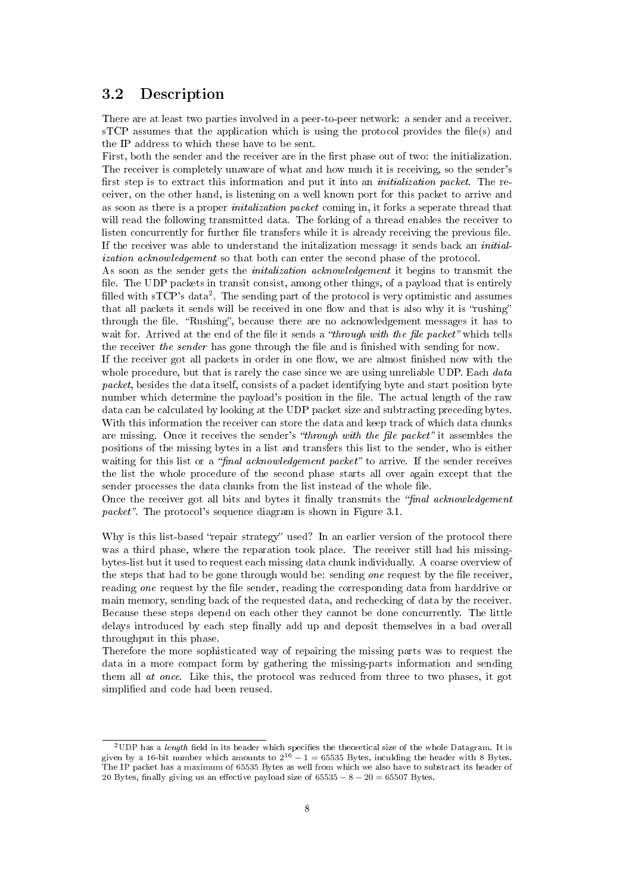## 3.2 Description

There are at least two parties involved in a peer-to-peer network: a sender and a receiver. sTCP assumes that the application which is using the protocol provides the file(s) and the IP address to which these have to be sent.

First, both the sender and the receiver are in the first phase out of two: the initialization. The receiver is completely unaware of what and how much it is receiving, so the sender's first step is to extract this information and put it into an *initialization packet*. The receiver, on the other hand, is listening on a well known port for this packet to arrive and as soon as there is a proper *initalization packet* coming in, it forks a seperate thread that will read the following transmitted data. The forking of a thread enables the receiver to listen concurrently for further file transfers while it is already receiving the previous file. If the receiver was able to understand the initalization message it sends back an *initialization acknowledgement* so that both can enter the second phase of the protocol.

As soon as the sender gets the *initalization acknowledgement* it begins to transmit the file. The UDP packets in transit consist, among other things, of a payload that is entirely filled with sTCP's data[2]. The sending part of the protocol is very optimistic and assumes that all packets it sends will be received in one flow and that is also why it is "rushing" through the file. "Rushing", because there are no acknowledgement messages it has to wait for. Arrived at the end of the file it sends a *"through with the file packet"* which tells the receiver *the sender* has gone through the file and is finished with sending for now.

If the receiver got all packets in order in one flow, we are almost finished now with the whole procedure, but that is rarely the case since we are using unreliable UDP. Each *data packet*, besides the data itself, consists of a packet identifying byte and start position byte number which determine the payload's position in the file. The actual length of the raw data can be calculated by looking at the UDP packet size and subtracting preceding bytes. With this information the receiver can store the data and keep track of which data chunks are missing. Once it receives the sender's *"through with the file packet"* it assembles the positions of the missing bytes in a list and transfers this list to the sender, who is either waiting for this list or a *"final acknowledgement packet"* to arrive. If the sender receives the list the whole procedure of the second phase starts all over again except that the sender processes the data chunks from the list instead of the whole file.

Once the receiver got all bits and bytes it finally transmits the *"final acknowledgement packet"*. The protocol's sequence diagram is shown in Figure 3.1.

Why is this list-based "repair strategy" used? In an earlier version of the protocol there was a third phase, where the reparation took place. The receiver still had his missing-bytes-list but it used to request each missing data chunk individually. A coarse overview of the steps that had to be gone through would be: sending *one* request by the file receiver, reading *one* request by the file sender, reading the corresponding data from harddrive or main memory, sending back of the requested data, and rechecking of data by the receiver. Because these steps depend on each other they cannot be done concurrently. The little delays introduced by each step finally add up and deposit themselves in a bad overall throughput in this phase.

Therefore the more sophisticated way of repairing the missing parts was to request the data in a more compact form by gathering the missing-parts information and sending them all *at once*. Like this, the protocol was reduced from three to two phases, it got simplified and code had been reused.

---

[2] UDP has a *length* field in its header which specifies the theoretical size of the whole Datagram. It is given by a 16-bit number which amounts to $2^{16} - 1 = 65535$ Bytes, inculding the header with 8 Bytes. The IP packet has a maximum of 65535 Bytes as well from which we also have to substract its header of 20 Bytes, finally giving us an effective payload size of $65535 - 8 - 20 = 65507$ Bytes.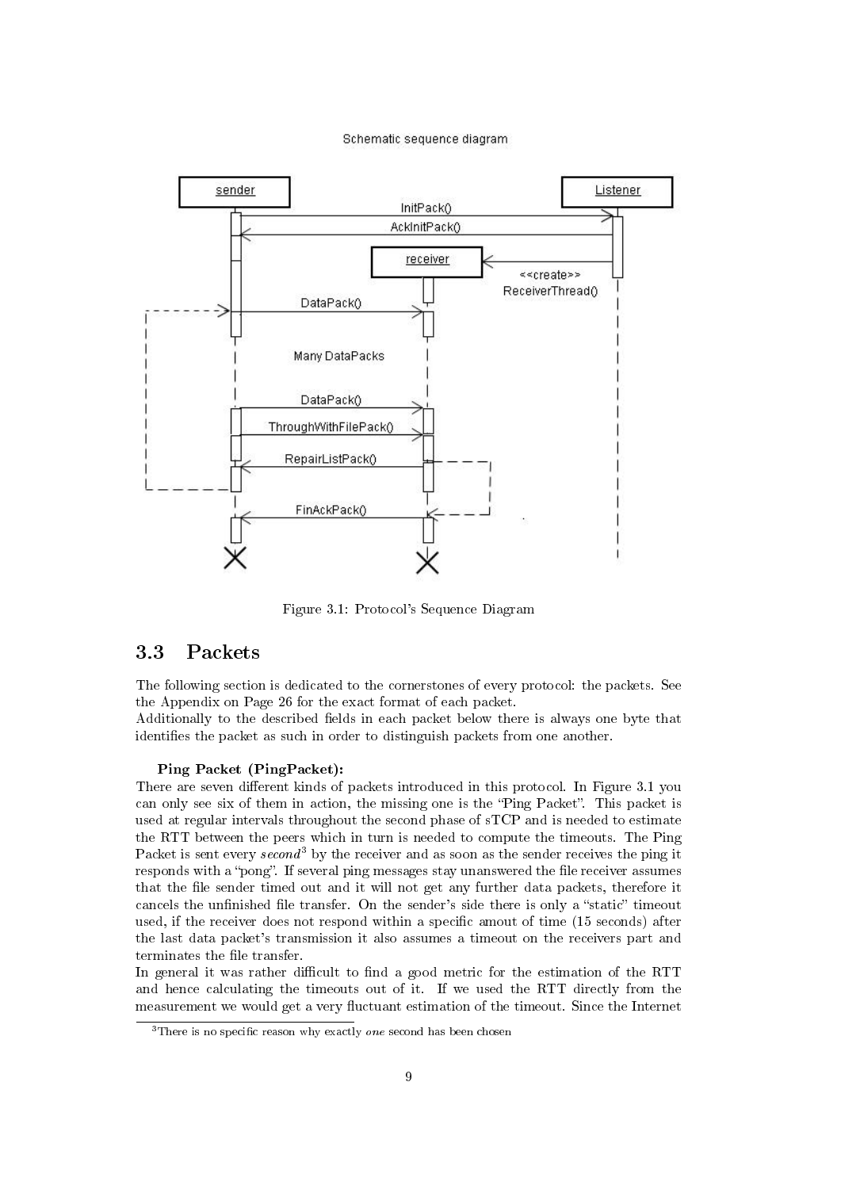Figure 3.1: Protocol's Sequence Diagram

## 3.3 Packets

The following section is dedicated to the cornerstones of every protocol: the packets. See the Appendix on Page 26 for the exact format of each packet.
Additionally to the described fields in each packet below there is always one byte that identifies the packet as such in order to distinguish packets from one another.

**Ping Packet (PingPacket):**
There are seven different kinds of packets introduced in this protocol. In Figure 3.1 you can only see six of them in action, the missing one is the "Ping Packet". This packet is used at regular intervals throughout the second phase of sTCP and is needed to estimate the RTT between the peers which in turn is needed to compute the timeouts. The Ping Packet is sent every *second*[3] by the receiver and as soon as the sender receives the ping it responds with a "pong". If several ping messages stay unanswered the file receiver assumes that the file sender timed out and it will not get any further data packets, therefore it cancels the unfinished file transfer. On the sender's side there is only a "static" timeout used, if the receiver does not respond within a specific amout of time (15 seconds) after the last data packet's transmission it also assumes a timeout on the receivers part and terminates the file transfer.
In general it was rather difficult to find a good metric for the estimation of the RTT and hence calculating the timeouts out of it. If we used the RTT directly from the measurement we would get a very fluctuant estimation of the timeout. Since the Internet

[3] There is no specific reason why exactly *one* second has been chosen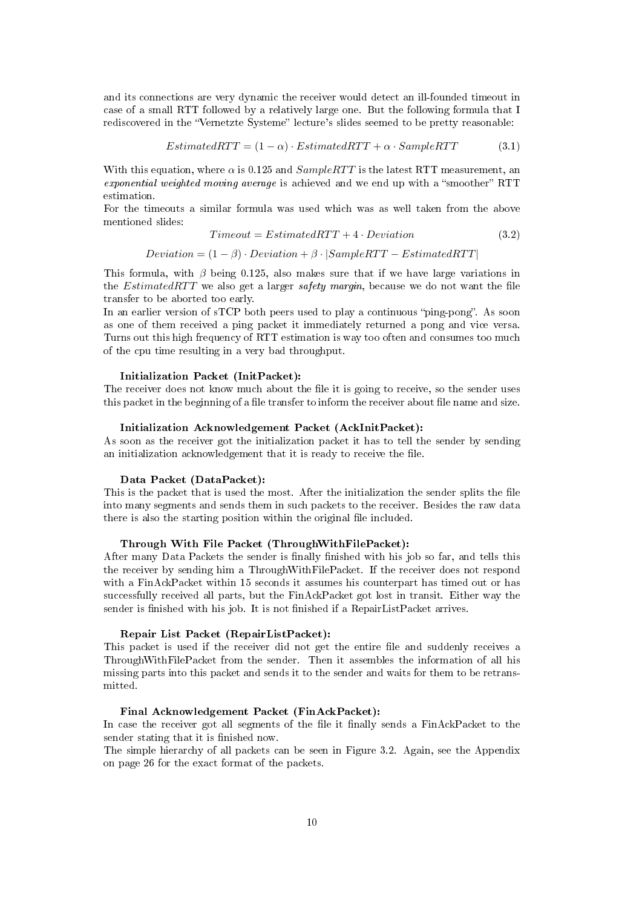and its connections are very dynamic the receiver would detect an ill-founded timeout in case of a small RTT followed by a relatively large one. But the following formula that I rediscovered in the "Vernetzte Systeme" lecture's slides seemed to be pretty reasonable:

$$EstimatedRTT = (1 - \alpha) \cdot EstimatedRTT + \alpha \cdot SampleRTT \tag{3.1}$$

With this equation, where $\alpha$ is 0.125 and $SampleRTT$ is the latest RTT measurement, an *exponential weighted moving average* is achieved and we end up with a "smoother" RTT estimation.
For the timeouts a similar formula was used which was as well taken from the above mentioned slides:

$$Timeout = EstimatedRTT + 4 \cdot Deviation \tag{3.2}$$

$$Deviation = (1 - \beta) \cdot Deviation + \beta \cdot |SampleRTT - EstimatedRTT|$$

This formula, with $\beta$ being 0.125, also makes sure that if we have large variations in the $EstimatedRTT$ we also get a larger *safety margin*, because we do not want the file transfer to be aborted too early.
In an earlier version of sTCP both peers used to play a continuous "ping-pong". As soon as one of them received a ping packet it immediately returned a pong and vice versa. Turns out this high frequency of RTT estimation is way too often and consumes too much of the cpu time resulting in a very bad throughput.

**Initialization Packet (InitPacket):**
The receiver does not know much about the file it is going to receive, so the sender uses this packet in the beginning of a file transfer to inform the receiver about file name and size.

**Initialization Acknowledgement Packet (AckInitPacket):**
As soon as the receiver got the initialization packet it has to tell the sender by sending an initialization acknowledgement that it is ready to receive the file.

**Data Packet (DataPacket):**
This is the packet that is used the most. After the initialization the sender splits the file into many segments and sends them in such packets to the receiver. Besides the raw data there is also the starting position within the original file included.

**Through With File Packet (ThroughWithFilePacket):**
After many Data Packets the sender is finally finished with his job so far, and tells this the receiver by sending him a ThroughWithFilePacket. If the receiver does not respond with a FinAckPacket within 15 seconds it assumes his counterpart has timed out or has successfully received all parts, but the FinAckPacket got lost in transit. Either way the sender is finished with his job. It is not finished if a RepairListPacket arrives.

**Repair List Packet (RepairListPacket):**
This packet is used if the receiver did not get the entire file and suddenly receives a ThroughWithFilePacket from the sender. Then it assembles the information of all his missing parts into this packet and sends it to the sender and waits for them to be retransmitted.

**Final Acknowledgement Packet (FinAckPacket):**
In case the receiver got all segments of the file it finally sends a FinAckPacket to the sender stating that it is finished now.
The simple hierarchy of all packets can be seen in Figure 3.2. Again, see the Appendix on page 26 for the exact format of the packets.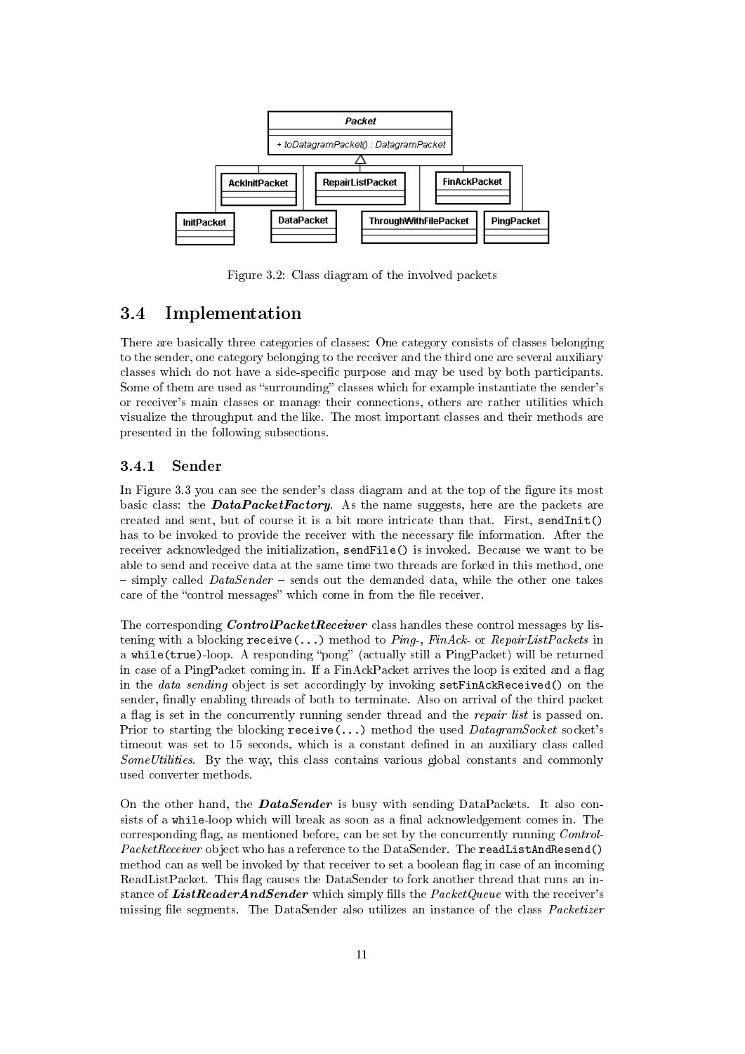Figure 3.2: Class diagram of the involved packets

## 3.4 Implementation

There are basically three categories of classes: One category consists of classes belonging to the sender, one category belonging to the receiver and the third one are several auxiliary classes which do not have a side-specific purpose and may be used by both participants. Some of them are used as "surrounding" classes which for example instantiate the sender's or receiver's main classes or manage their connections, others are rather utilities which visualize the throughput and the like. The most important classes and their methods are presented in the following subsections.

### 3.4.1 Sender

In Figure 3.3 you can see the sender's class diagram and at the top of the figure its most basic class: the ***DataPacketFactory***. As the name suggests, here are the packets are created and sent, but of course it is a bit more intricate than that. First, `sendInit()` has to be invoked to provide the receiver with the necessary file information. After the receiver acknowledged the initialization, `sendFile()` is invoked. Because we want to be able to send and receive data at the same time two threads are forked in this method, one – simply called *DataSender* – sends out the demanded data, while the other one takes care of the "control messages" which come in from the file receiver.

The corresponding ***ControlPacketReceiver*** class handles these control messages by listening with a blocking `receive(...)` method to *Ping-*, *FinAck-* or *RepairListPackets* in a `while(true)`-loop. A responding "pong" (actually still a PingPacket) will be returned in case of a PingPacket coming in. If a FinAckPacket arrives the loop is exited and a flag in the *data sending* object is set accordingly by invoking `setFinAckReceived()` on the sender, finally enabling threads of both to terminate. Also on arrival of the third packet a flag is set in the concurrently running sender thread and the *repair list* is passed on. Prior to starting the blocking `receive(...)` method the used *DatagramSocket* socket's timeout was set to 15 seconds, which is a constant defined in an auxiliary class called *SomeUtilities*. By the way, this class contains various global constants and commonly used converter methods.

On the other hand, the ***DataSender*** is busy with sending DataPackets. It also consists of a `while`-loop which will break as soon as a final acknowledgement comes in. The corresponding flag, as mentioned before, can be set by the concurrently running *ControlPacketReceiver* object who has a reference to the DataSender. The `readListAndResend()` method can as well be invoked by that receiver to set a boolean flag in case of an incoming ReadListPacket. This flag causes the DataSender to fork another thread that runs an instance of ***ListReaderAndSender*** which simply fills the *PacketQueue* with the receiver's missing file segments. The DataSender also utilizes an instance of the class *Packetizer*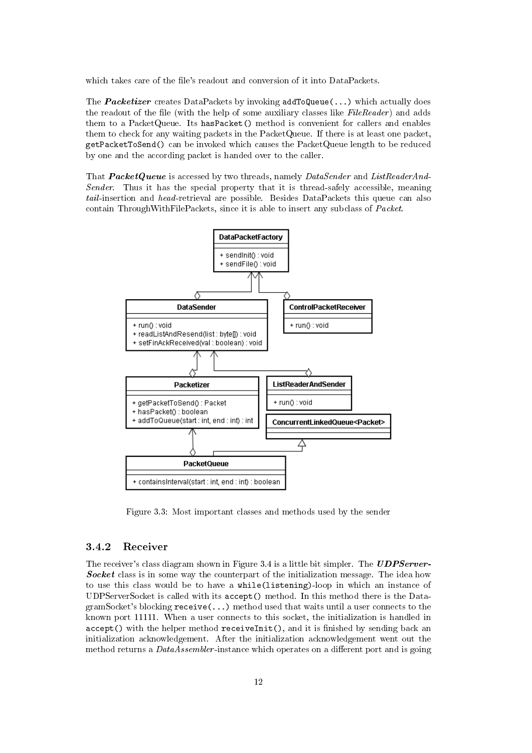which takes care of the file's readout and conversion of it into DataPackets.

The ***Packetizer*** creates DataPackets by invoking `addToQueue(...)` which actually does the readout of the file (with the help of some auxiliary classes like *FileReader*) and adds them to a PacketQueue. Its `hasPacket()` method is convenient for callers and enables them to check for any waiting packets in the PacketQueue. If there is at least one packet, `getPacketToSend()` can be invoked which causes the PacketQueue length to be reduced by one and the according packet is handed over to the caller.

That ***PacketQueue*** is accessed by two threads, namely *DataSender* and *ListReaderAndSender*. Thus it has the special property that it is thread-safely accessible, meaning *tail*-insertion and *head*-retrieval are possible. Besides DataPackets this queue can also contain ThroughWithFilePackets, since it is able to insert any subclass of *Packet*.

Figure 3.3: Most important classes and methods used by the sender

### 3.4.2 Receiver

The receiver's class diagram shown in Figure 3.4 is a little bit simpler. The ***UDPServerSocket*** class is in some way the counterpart of the initialization message. The idea how to use this class would be to have a `while(listening)`-loop in which an instance of UDPServerSocket is called with its `accept()` method. In this method there is the DatagramSocket's blocking `receive(...)` method used that waits until a user connects to the known port 11111. When a user connects to this socket, the initialization is handled in `accept()` with the helper method `receiveInit()`, and it is finished by sending back an initialization acknowledgement. After the initialization acknowledgement went out the method returns a *DataAssembler*-instance which operates on a different port and is going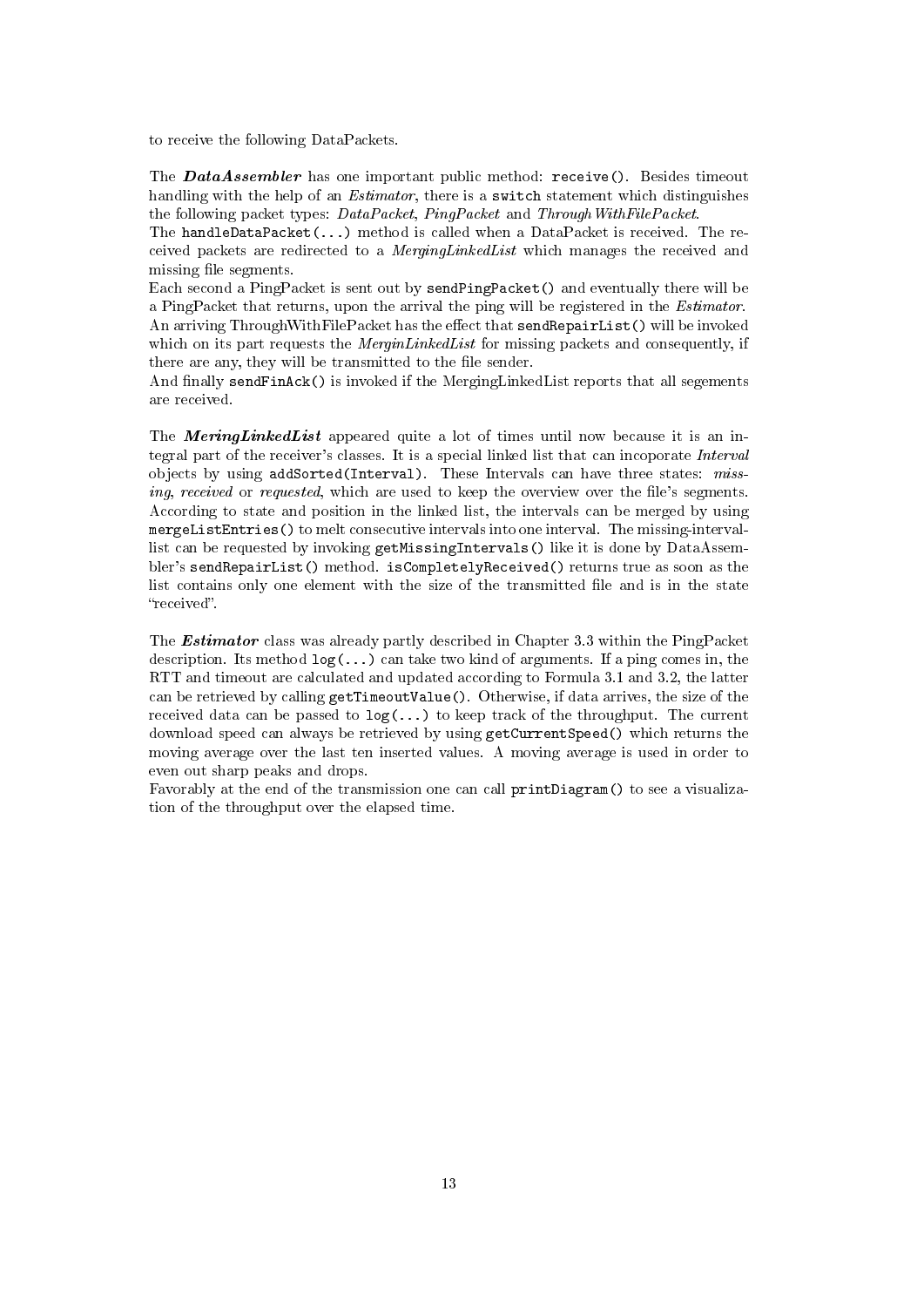to receive the following DataPackets.

The ***DataAssembler*** has one important public method: `receive()`. Besides timeout handling with the help of an *Estimator*, there is a `switch` statement which distinguishes the following packet types: *DataPacket*, *PingPacket* and *ThroughWithFilePacket*.
The `handleDataPacket(...)` method is called when a DataPacket is received. The received packets are redirected to a *MergingLinkedList* which manages the received and missing file segments.
Each second a PingPacket is sent out by `sendPingPacket()` and eventually there will be a PingPacket that returns, upon the arrival the ping will be registered in the *Estimator*.
An arriving ThroughWithFilePacket has the effect that `sendRepairList()` will be invoked which on its part requests the *MerginLinkedList* for missing packets and consequently, if there are any, they will be transmitted to the file sender.
And finally `sendFinAck()` is invoked if the MergingLinkedList reports that all segements are received.

The ***MeringLinkedList*** appeared quite a lot of times until now because it is an integral part of the receiver's classes. It is a special linked list that can incoporate *Interval* objects by using `addSorted(Interval)`. These Intervals can have three states: *missing*, *received* or *requested*, which are used to keep the overview over the file's segments. According to state and position in the linked list, the intervals can be merged by using `mergeListEntries()` to melt consecutive intervals into one interval. The missing-interval-list can be requested by invoking `getMissingIntervals()` like it is done by DataAssembler's `sendRepairList()` method. `isCompletelyReceived()` returns true as soon as the list contains only one element with the size of the transmitted file and is in the state "received".

The ***Estimator*** class was already partly described in Chapter 3.3 within the PingPacket description. Its method `log(...)` can take two kind of arguments. If a ping comes in, the RTT and timeout are calculated and updated according to Formula 3.1 and 3.2, the latter can be retrieved by calling `getTimeoutValue()`. Otherwise, if data arrives, the size of the received data can be passed to `log(...)` to keep track of the throughput. The current download speed can always be retrieved by using `getCurrentSpeed()` which returns the moving average over the last ten inserted values. A moving average is used in order to even out sharp peaks and drops.
Favorably at the end of the transmission one can call `printDiagram()` to see a visualization of the throughput over the elapsed time.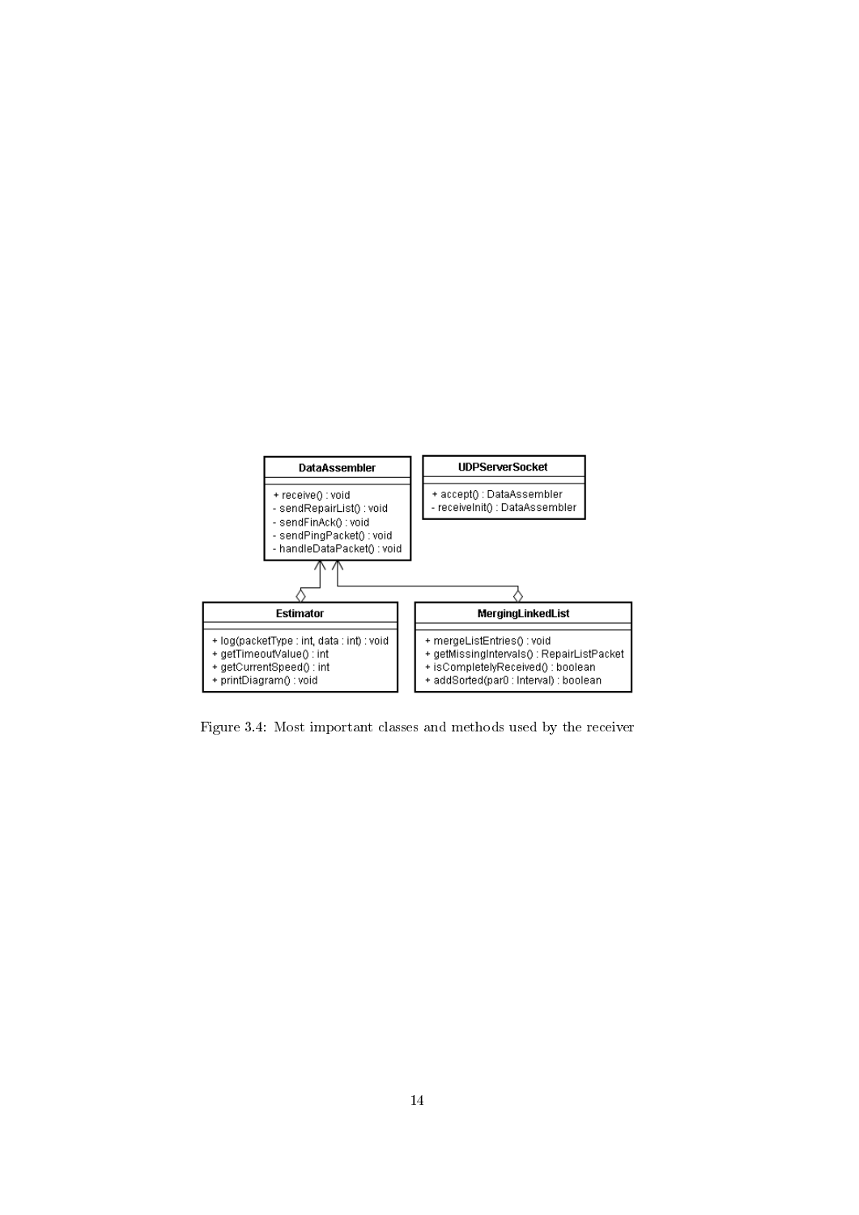**DataAssembler**

- \+ receive() : void
- \- sendRepairList() : void
- \- sendFinAck() : void
- \- sendPingPacket() : void
- \- handleDataPacket() : void

**UDPServerSocket**

- \+ accept() : DataAssembler
- \- receiveInit() : DataAssembler

**Estimator**

- \+ log(packetType : int, data : int) : void
- \+ getTimeoutValue() : int
- \+ getCurrentSpeed() : int
- \+ printDiagram() : void

**MergingLinkedList**

- \+ mergeListEntries() : void
- \+ getMissingIntervals() : RepairListPacket
- \+ isCompletelyReceived() : boolean
- \+ addSorted(par0 : Interval) : boolean

Figure 3.4: Most important classes and methods used by the receiver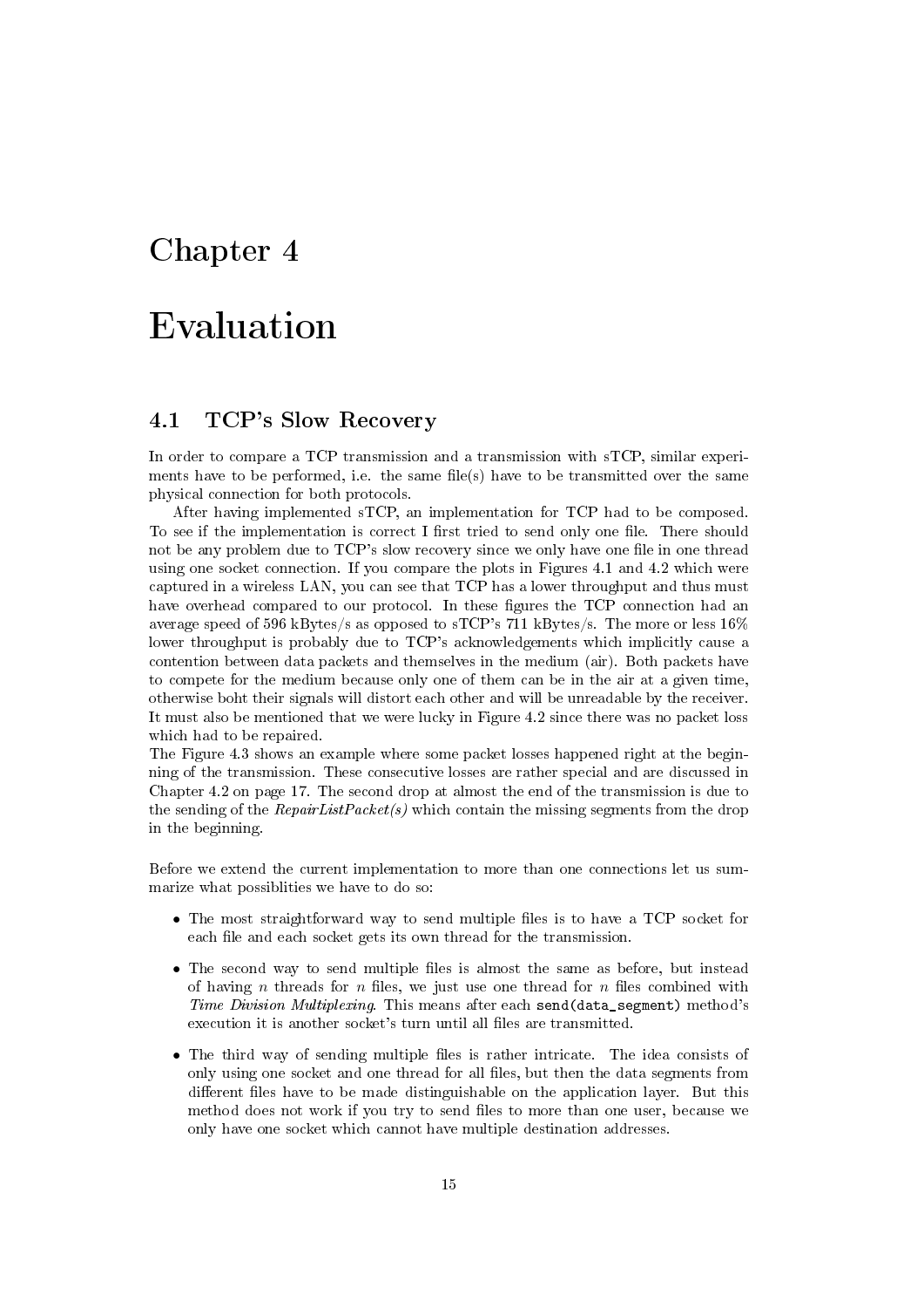# Chapter 4

# Evaluation

## 4.1 TCP's Slow Recovery

In order to compare a TCP transmission and a transmission with sTCP, similar experiments have to be performed, i.e. the same file(s) have to be transmitted over the same physical connection for both protocols.

After having implemented sTCP, an implementation for TCP had to be composed. To see if the implementation is correct I first tried to send only one file. There should not be any problem due to TCP's slow recovery since we only have one file in one thread using one socket connection. If you compare the plots in Figures 4.1 and 4.2 which were captured in a wireless LAN, you can see that TCP has a lower throughput and thus must have overhead compared to our protocol. In these figures the TCP connection had an average speed of 596 kBytes/s as opposed to sTCP's 711 kBytes/s. The more or less 16% lower throughput is probably due to TCP's acknowledgements which implicitly cause a contention between data packets and themselves in the medium (air). Both packets have to compete for the medium because only one of them can be in the air at a given time, otherwise boht their signals will distort each other and will be unreadable by the receiver. It must also be mentioned that we were lucky in Figure 4.2 since there was no packet loss which had to be repaired.
The Figure 4.3 shows an example where some packet losses happened right at the beginning of the transmission. These consecutive losses are rather special and are discussed in Chapter 4.2 on page 17. The second drop at almost the end of the transmission is due to the sending of the *RepairListPacket(s)* which contain the missing segments from the drop in the beginning.

Before we extend the current implementation to more than one connections let us summarize what possiblities we have to do so:

- The most straightforward way to send multiple files is to have a TCP socket for each file and each socket gets its own thread for the transmission.
- The second way to send multiple files is almost the same as before, but instead of having $n$ threads for $n$ files, we just use one thread for $n$ files combined with *Time Division Multiplexing*. This means after each `send(data_segment)` method's execution it is another socket's turn until all files are transmitted.
- The third way of sending multiple files is rather intricate. The idea consists of only using one socket and one thread for all files, but then the data segments from different files have to be made distinguishable on the application layer. But this method does not work if you try to send files to more than one user, because we only have one socket which cannot have multiple destination addresses.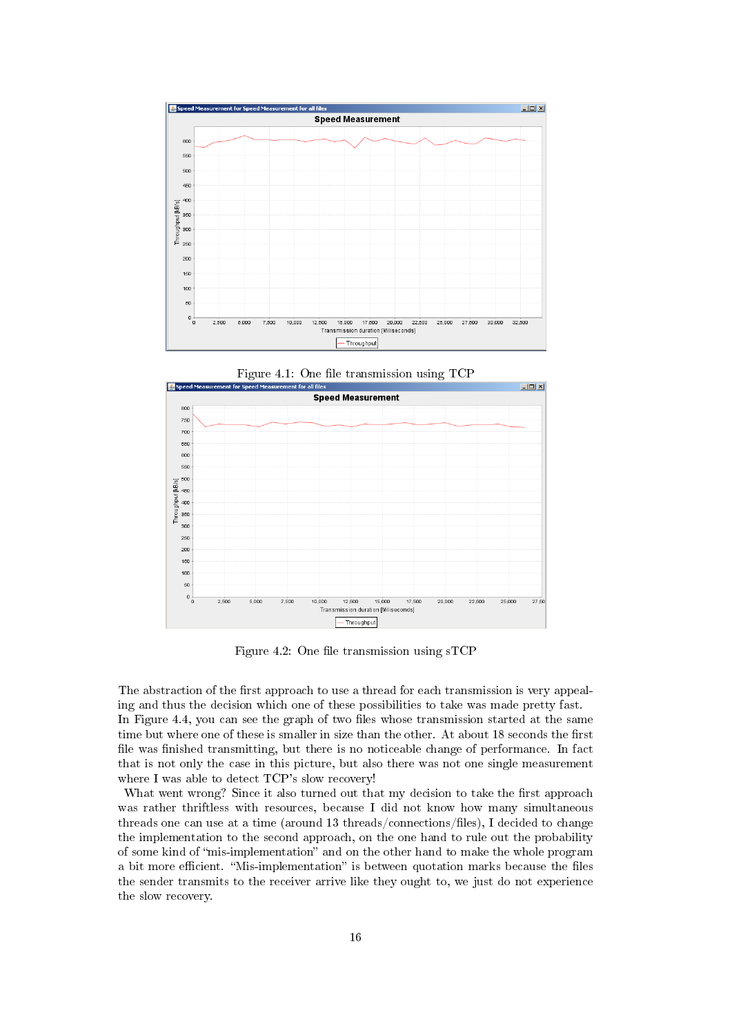Figure 4.1: One file transmission using TCP

Figure 4.2: One file transmission using sTCP

The abstraction of the first approach to use a thread for each transmission is very appealing and thus the decision which one of these possibilities to take was made pretty fast. In Figure 4.4, you can see the graph of two files whose transmission started at the same time but where one of these is smaller in size than the other. At about 18 seconds the first file was finished transmitting, but there is no noticeable change of performance. In fact that is not only the case in this picture, but also there was not one single measurement where I was able to detect TCP's slow recovery!

What went wrong? Since it also turned out that my decision to take the first approach was rather thriftless with resources, because I did not know how many simultaneous threads one can use at a time (around 13 threads/connections/files), I decided to change the implementation to the second approach, on the one hand to rule out the probability of some kind of "mis-implementation" and on the other hand to make the whole program a bit more efficient. "Mis-implementation" is between quotation marks because the files the sender transmits to the receiver arrive like they ought to, we just do not experience the slow recovery.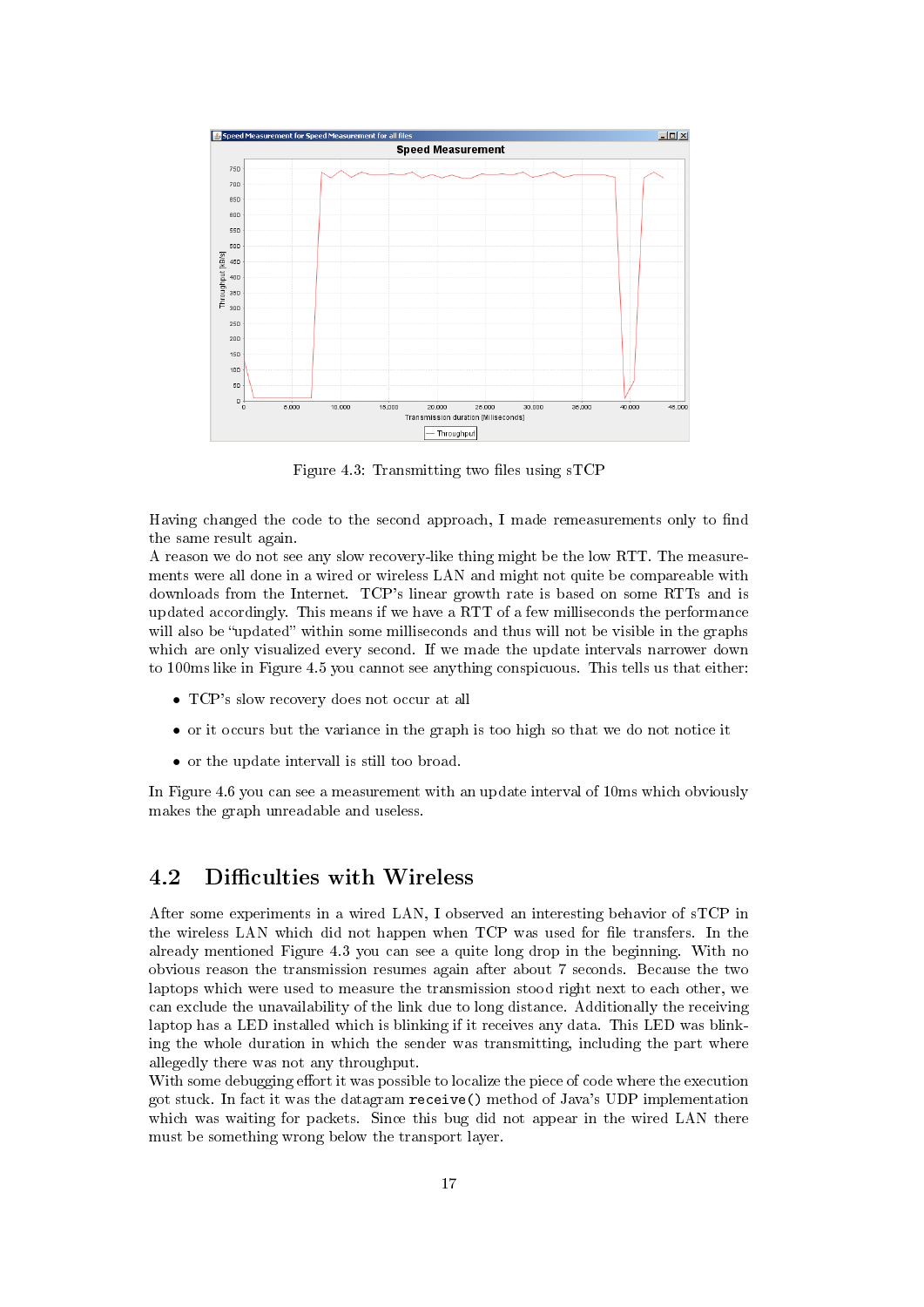Figure 4.3: Transmitting two files using sTCP

Having changed the code to the second approach, I made remeasurements only to find the same result again.
A reason we do not see any slow recovery-like thing might be the low RTT. The measurements were all done in a wired or wireless LAN and might not quite be compareable with downloads from the Internet. TCP's linear growth rate is based on some RTTs and is updated accordingly. This means if we have a RTT of a few milliseconds the performance will also be "updated" within some milliseconds and thus will not be visible in the graphs which are only visualized every second. If we made the update intervals narrower down to 100ms like in Figure 4.5 you cannot see anything conspicuous. This tells us that either:

- TCP's slow recovery does not occur at all
- or it occurs but the variance in the graph is too high so that we do not notice it
- or the update intervall is still too broad.

In Figure 4.6 you can see a measurement with an update interval of 10ms which obviously makes the graph unreadable and useless.

## 4.2 Difficulties with Wireless

After some experiments in a wired LAN, I observed an interesting behavior of sTCP in the wireless LAN which did not happen when TCP was used for file transfers. In the already mentioned Figure 4.3 you can see a quite long drop in the beginning. With no obvious reason the transmission resumes again after about 7 seconds. Because the two laptops which were used to measure the transmission stood right next to each other, we can exclude the unavailability of the link due to long distance. Additionally the receiving laptop has a LED installed which is blinking if it receives any data. This LED was blinking the whole duration in which the sender was transmitting, including the part where allegedly there was not any throughput.
With some debugging effort it was possible to localize the piece of code where the execution got stuck. In fact it was the datagram `receive()` method of Java's UDP implementation which was waiting for packets. Since this bug did not appear in the wired LAN there must be something wrong below the transport layer.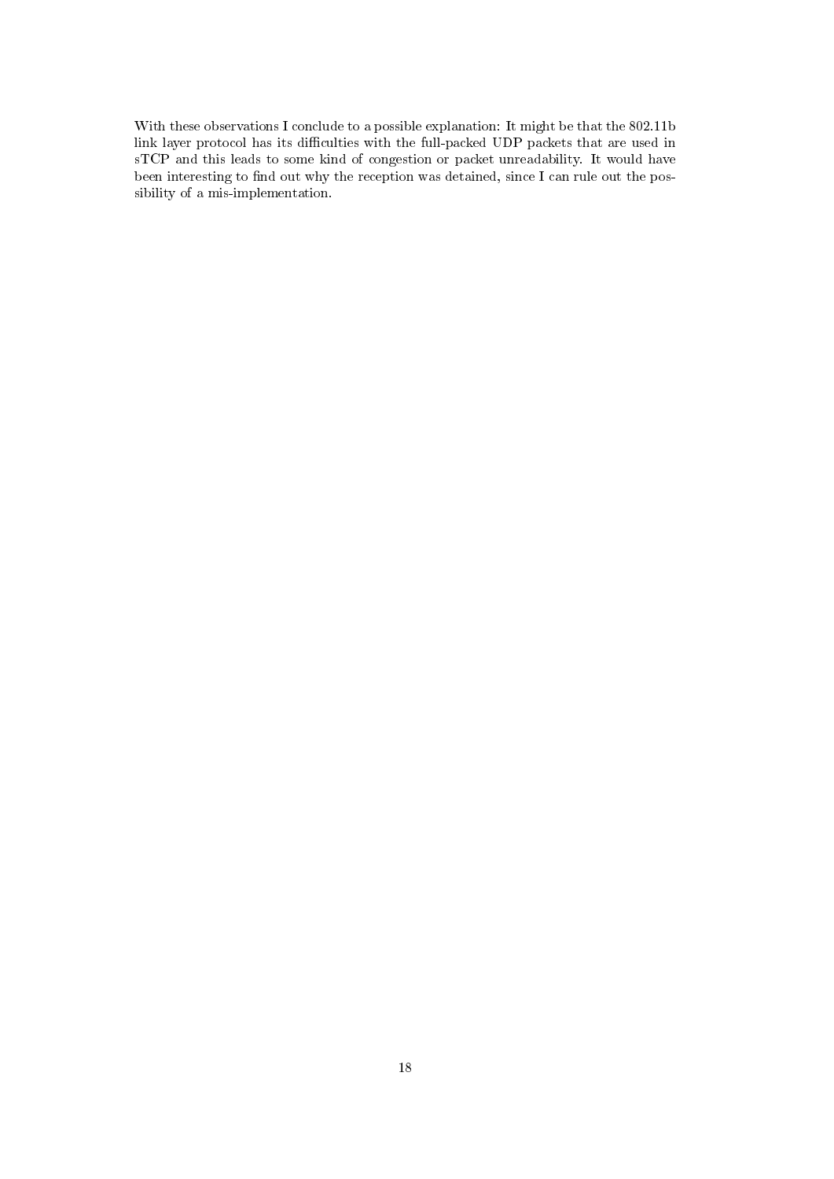With these observations I conclude to a possible explanation: It might be that the 802.11b link layer protocol has its difficulties with the full-packed UDP packets that are used in sTCP and this leads to some kind of congestion or packet unreadability. It would have been interesting to find out why the reception was detained, since I can rule out the possibility of a mis-implementation.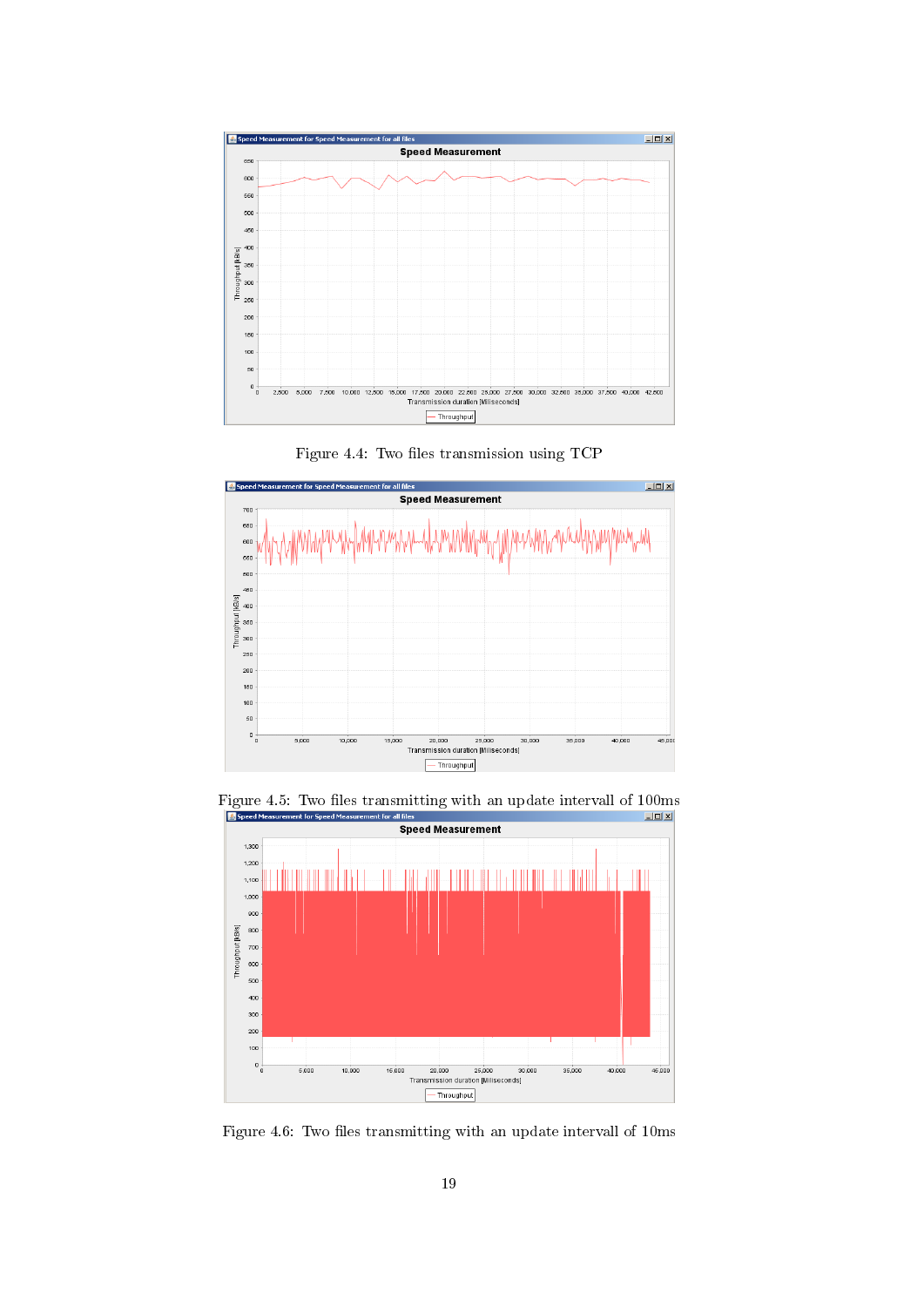Figure 4.4: Two files transmission using TCP

Figure 4.5: Two files transmitting with an update intervall of 100ms

Figure 4.6: Two files transmitting with an update intervall of 10ms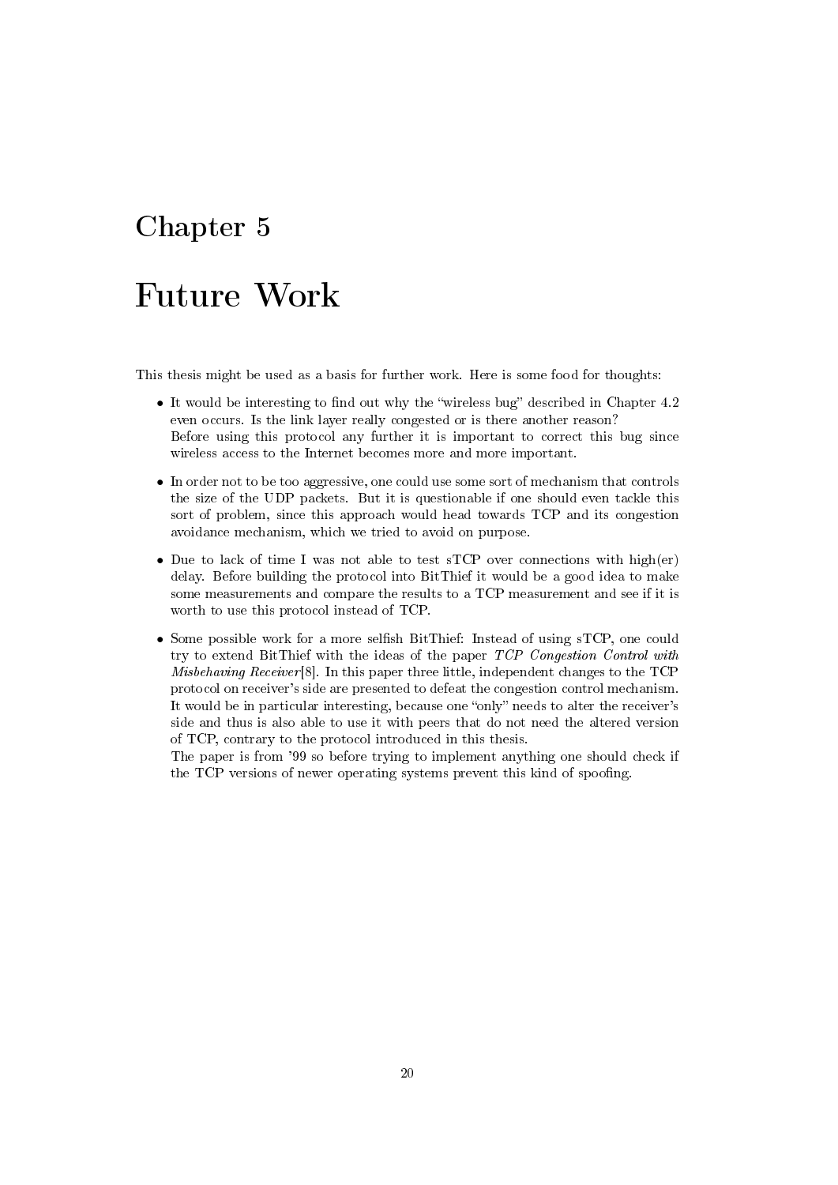# Chapter 5

# Future Work

This thesis might be used as a basis for further work. Here is some food for thoughts:

- It would be interesting to find out why the "wireless bug" described in Chapter 4.2 even occurs. Is the link layer really congested or is there another reason?
  Before using this protocol any further it is important to correct this bug since wireless access to the Internet becomes more and more important.

- In order not to be too aggressive, one could use some sort of mechanism that controls the size of the UDP packets. But it is questionable if one should even tackle this sort of problem, since this approach would head towards TCP and its congestion avoidance mechanism, which we tried to avoid on purpose.

- Due to lack of time I was not able to test sTCP over connections with high(er) delay. Before building the protocol into BitThief it would be a good idea to make some measurements and compare the results to a TCP measurement and see if it is worth to use this protocol instead of TCP.

- Some possible work for a more selfish BitThief: Instead of using sTCP, one could try to extend BitThief with the ideas of the paper *TCP Congestion Control with Misbehaving Receiver*[8]. In this paper three little, independent changes to the TCP protocol on receiver's side are presented to defeat the congestion control mechanism. It would be in particular interesting, because one "only" needs to alter the receiver's side and thus is also able to use it with peers that do not need the altered version of TCP, contrary to the protocol introduced in this thesis.
  The paper is from '99 so before trying to implement anything one should check if the TCP versions of newer operating systems prevent this kind of spoofing.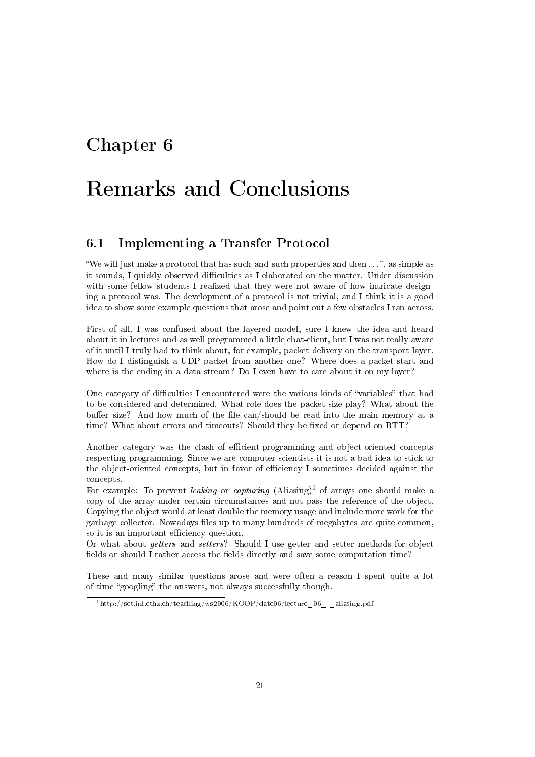# Chapter 6

# Remarks and Conclusions

## 6.1 Implementing a Transfer Protocol

"We will just make a protocol that has such-and-such properties and then . . . ", as simple as it sounds, I quickly observed difficulties as I elaborated on the matter. Under discussion with some fellow students I realized that they were not aware of how intricate designing a protocol was. The development of a protocol is not trivial, and I think it is a good idea to show some example questions that arose and point out a few obstacles I ran across.

First of all, I was confused about the layered model, sure I knew the idea and heard about it in lectures and as well programmed a little chat-client, but I was not really aware of it until I truly had to think about, for example, packet delivery on the transport layer. How do I distinguish a UDP packet from another one? Where does a packet start and where is the ending in a data stream? Do I even have to care about it on my layer?

One category of difficulties I encountered were the various kinds of "variables" that had to be considered and determined. What role does the packet size play? What about the buffer size? And how much of the file can/should be read into the main memory at a time? What about errors and timeouts? Should they be fixed or depend on RTT?

Another category was the clash of efficient-programming and object-oriented concepts respecting-programming. Since we are computer scientists it is not a bad idea to stick to the object-oriented concepts, but in favor of efficiency I sometimes decided against the concepts.
For example: To prevent *leaking* or *capturing* (Aliasing)[1] of arrays one should make a copy of the array under certain circumstances and not pass the reference of the object. Copying the object would at least double the memory usage and include more work for the garbage collector. Nowadays files up to many hundreds of megabytes are quite common, so it is an important efficiency question.
Or what about *getters* and *setters*? Should I use getter and setter methods for object fields or should I rather access the fields directly and save some computation time?

These and many similar questions arose and were often a reason I spent quite a lot of time "googling" the answers, not always successfully though.

[1] http://sct.inf.ethz.ch/teaching/ws2006/KOOP/date06/lecture_06_-_aliasing.pdf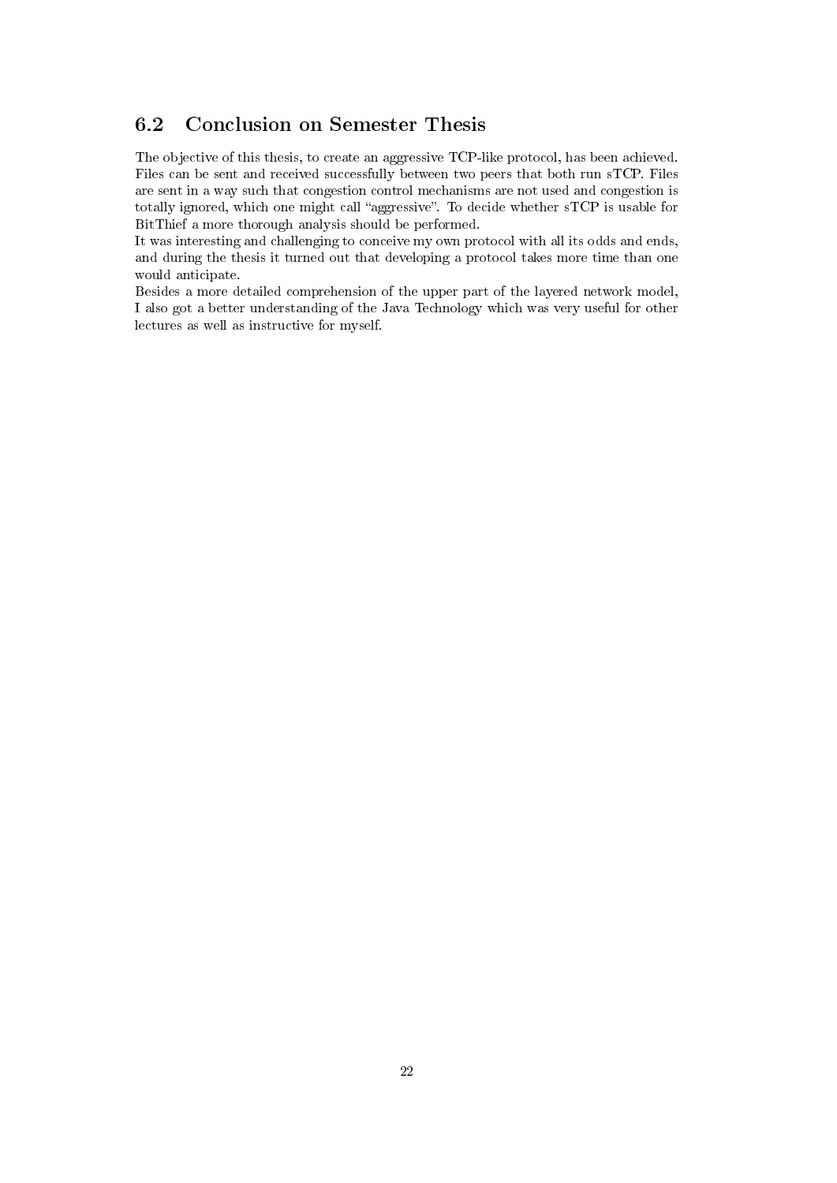## 6.2 Conclusion on Semester Thesis

The objective of this thesis, to create an aggressive TCP-like protocol, has been achieved. Files can be sent and received successfully between two peers that both run sTCP. Files are sent in a way such that congestion control mechanisms are not used and congestion is totally ignored, which one might call "aggressive". To decide whether sTCP is usable for BitThief a more thorough analysis should be performed.

It was interesting and challenging to conceive my own protocol with all its odds and ends, and during the thesis it turned out that developing a protocol takes more time than one would anticipate.

Besides a more detailed comprehension of the upper part of the layered network model, I also got a better understanding of the Java Technology which was very useful for other lectures as well as instructive for myself.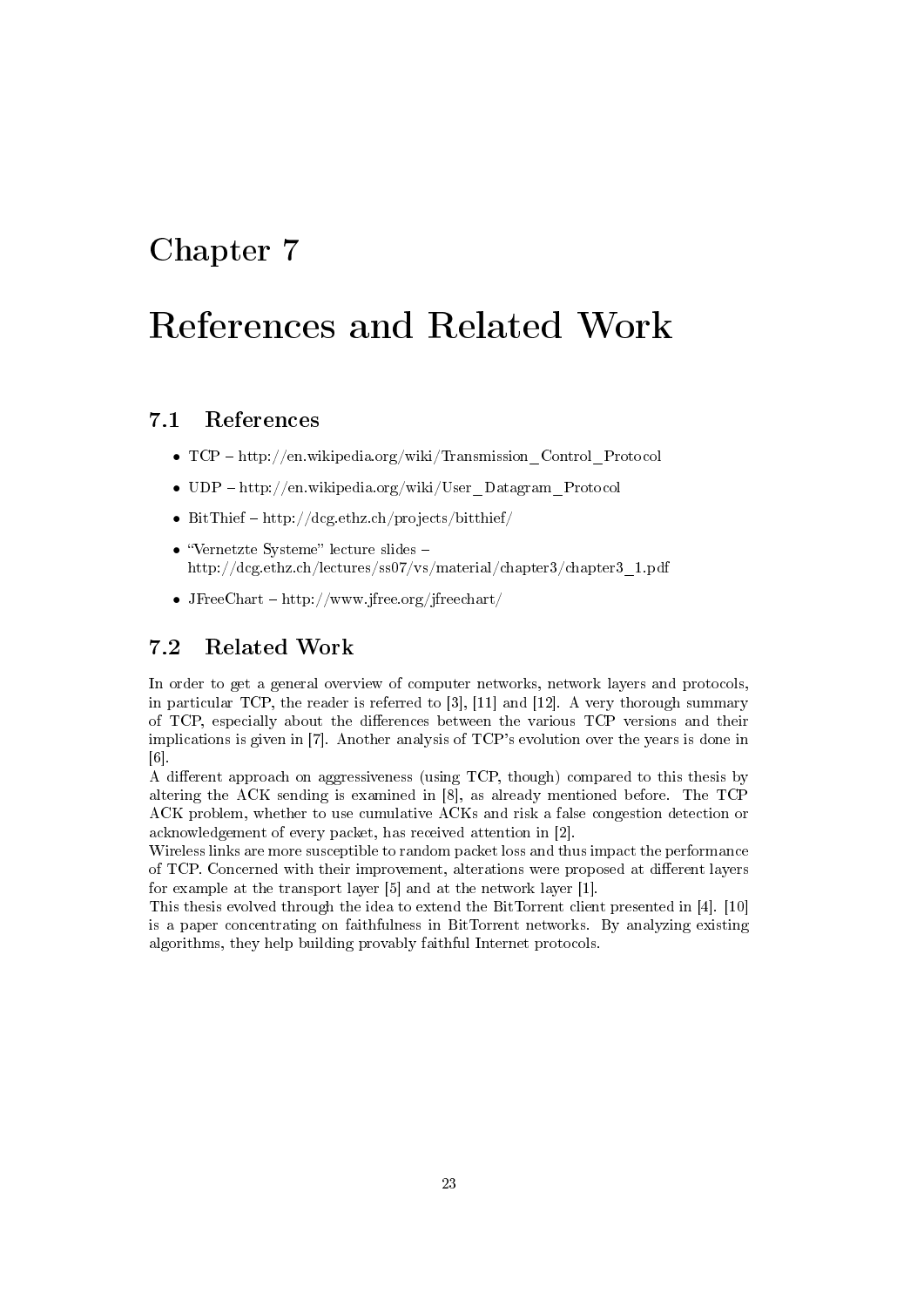# Chapter 7

# References and Related Work

## 7.1 References

- TCP – http://en.wikipedia.org/wiki/Transmission_Control_Protocol
- UDP – http://en.wikipedia.org/wiki/User_Datagram_Protocol
- BitThief – http://dcg.ethz.ch/projects/bitthief/
- "Vernetzte Systeme" lecture slides – http://dcg.ethz.ch/lectures/ss07/vs/material/chapter3/chapter3_1.pdf
- JFreeChart – http://www.jfree.org/jfreechart/

## 7.2 Related Work

In order to get a general overview of computer networks, network layers and protocols, in particular TCP, the reader is referred to [3], [11] and [12]. A very thorough summary of TCP, especially about the differences between the various TCP versions and their implications is given in [7]. Another analysis of TCP's evolution over the years is done in [6].

A different approach on aggressiveness (using TCP, though) compared to this thesis by altering the ACK sending is examined in [8], as already mentioned before. The TCP ACK problem, whether to use cumulative ACKs and risk a false congestion detection or acknowledgement of every packet, has received attention in [2].

Wireless links are more susceptible to random packet loss and thus impact the performance of TCP. Concerned with their improvement, alterations were proposed at different layers for example at the transport layer [5] and at the network layer [1].

This thesis evolved through the idea to extend the BitTorrent client presented in [4]. [10] is a paper concentrating on faithfulness in BitTorrent networks. By analyzing existing algorithms, they help building provably faithful Internet protocols.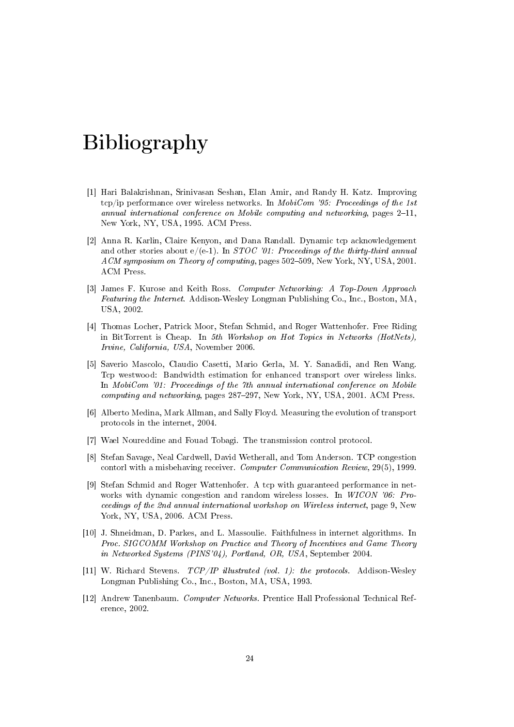# Bibliography

[1] Hari Balakrishnan, Srinivasan Seshan, Elan Amir, and Randy H. Katz. Improving tcp/ip performance over wireless networks. In *MobiCom '95: Proceedings of the 1st annual international conference on Mobile computing and networking*, pages 2–11, New York, NY, USA, 1995. ACM Press.

[2] Anna R. Karlin, Claire Kenyon, and Dana Randall. Dynamic tcp acknowledgement and other stories about e/(e-1). In *STOC '01: Proceedings of the thirty-third annual ACM symposium on Theory of computing*, pages 502–509, New York, NY, USA, 2001. ACM Press.

[3] James F. Kurose and Keith Ross. *Computer Networking: A Top-Down Approach Featuring the Internet*. Addison-Wesley Longman Publishing Co., Inc., Boston, MA, USA, 2002.

[4] Thomas Locher, Patrick Moor, Stefan Schmid, and Roger Wattenhofer. Free Riding in BitTorrent is Cheap. In *5th Workshop on Hot Topics in Networks (HotNets), Irvine, California, USA*, November 2006.

[5] Saverio Mascolo, Claudio Casetti, Mario Gerla, M. Y. Sanadidi, and Ren Wang. Tcp westwood: Bandwidth estimation for enhanced transport over wireless links. In *MobiCom '01: Proceedings of the 7th annual international conference on Mobile computing and networking*, pages 287–297, New York, NY, USA, 2001. ACM Press.

[6] Alberto Medina, Mark Allman, and Sally Floyd. Measuring the evolution of transport protocols in the internet, 2004.

[7] Wael Noureddine and Fouad Tobagi. The transmission control protocol.

[8] Stefan Savage, Neal Cardwell, David Wetherall, and Tom Anderson. TCP congestion contorl with a misbehaving receiver. *Computer Communication Review*, 29(5), 1999.

[9] Stefan Schmid and Roger Wattenhofer. A tcp with guaranteed performance in networks with dynamic congestion and random wireless losses. In *WICON '06: Proceedings of the 2nd annual international workshop on Wireless internet*, page 9, New York, NY, USA, 2006. ACM Press.

[10] J. Shneidman, D. Parkes, and L. Massoulie. Faithfulness in internet algorithms. In *Proc. SIGCOMM Workshop on Practice and Theory of Incentives and Game Theory in Networked Systems (PINS'04), Portland, OR, USA*, September 2004.

[11] W. Richard Stevens. *TCP/IP illustrated (vol. 1): the protocols*. Addison-Wesley Longman Publishing Co., Inc., Boston, MA, USA, 1993.

[12] Andrew Tanenbaum. *Computer Networks*. Prentice Hall Professional Technical Reference, 2002.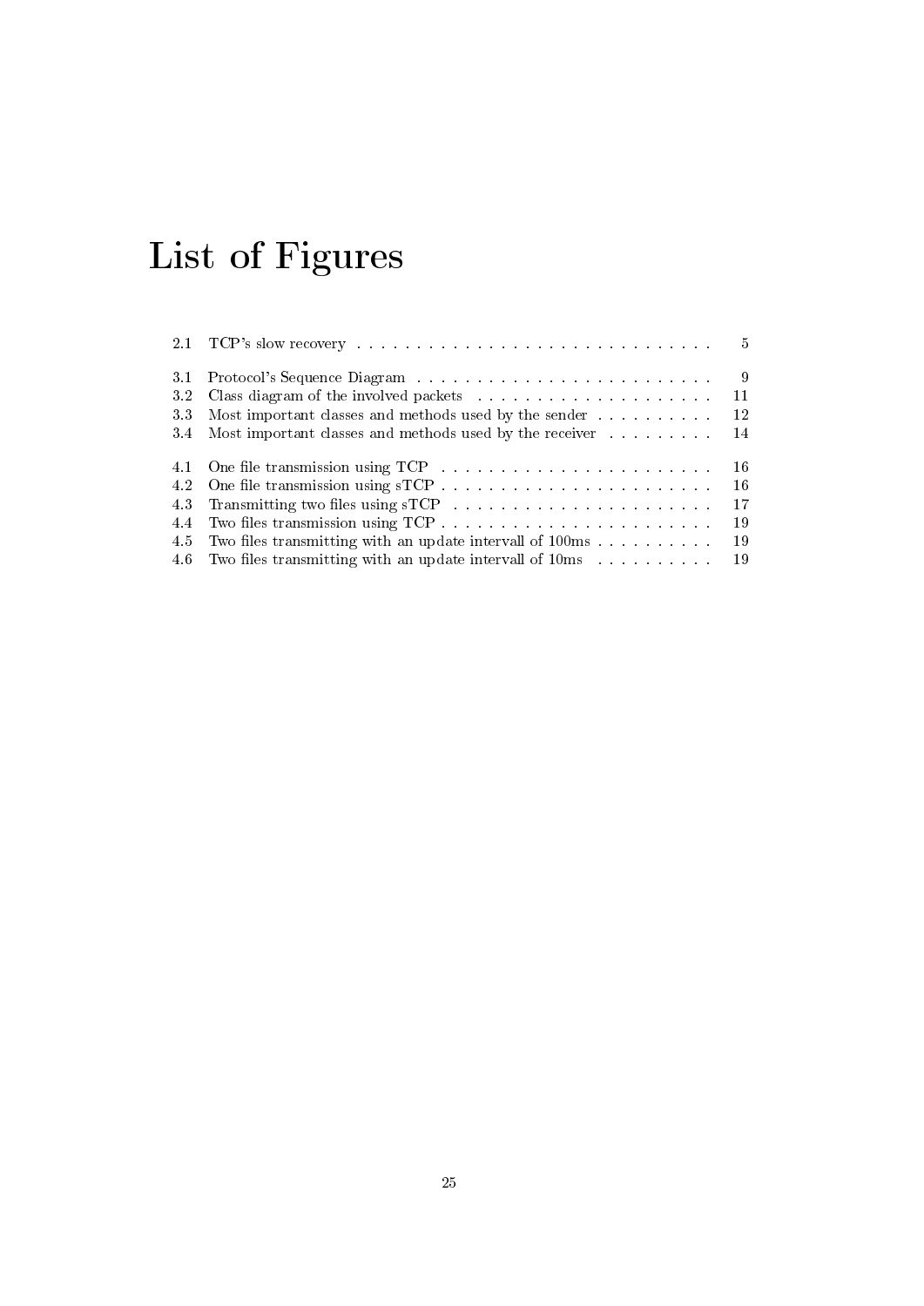# List of Figures

| | | |
|---|---|---|
| 2.1 | TCP's slow recovery | 5 |
| 3.1 | Protocol's Sequence Diagram | 9 |
| 3.2 | Class diagram of the involved packets | 11 |
| 3.3 | Most important classes and methods used by the sender | 12 |
| 3.4 | Most important classes and methods used by the receiver | 14 |
| 4.1 | One file transmission using TCP | 16 |
| 4.2 | One file transmission using sTCP | 16 |
| 4.3 | Transmitting two files using sTCP | 17 |
| 4.4 | Two files transmission using TCP | 19 |
| 4.5 | Two files transmitting with an update intervall of 100ms | 19 |
| 4.6 | Two files transmitting with an update intervall of 10ms | 19 |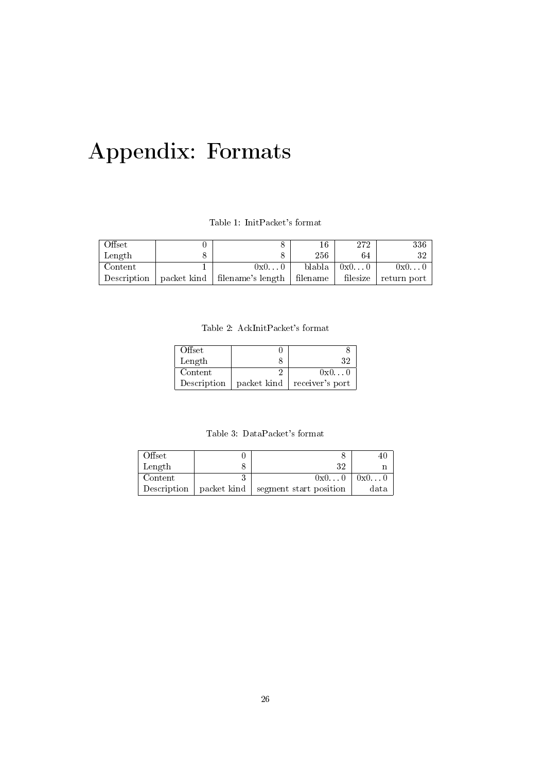# Appendix: Formats

Table 1: InitPacket's format

| Offset | 0 | 8 | 16 | 272 | 336 |
|---|---|---|---|---|---|
| Length | 8 | 8 | 256 | 64 | 32 |
| Content | 1 | 0x0...0 | blabla | 0x0...0 | 0x0...0 |
| Description | packet kind | filename's length | filename | filesize | return port |

Table 2: AckInitPacket's format

| Offset | 0 | 8 |
|---|---|---|
| Length | 8 | 32 |
| Content | 2 | 0x0...0 |
| Description | packet kind | receiver's port |

Table 3: DataPacket's format

| Offset | 0 | 8 | 40 |
|---|---|---|---|
| Length | 8 | 32 | n |
| Content | 3 | 0x0...0 | 0x0...0 |
| Description | packet kind | segment start position | data |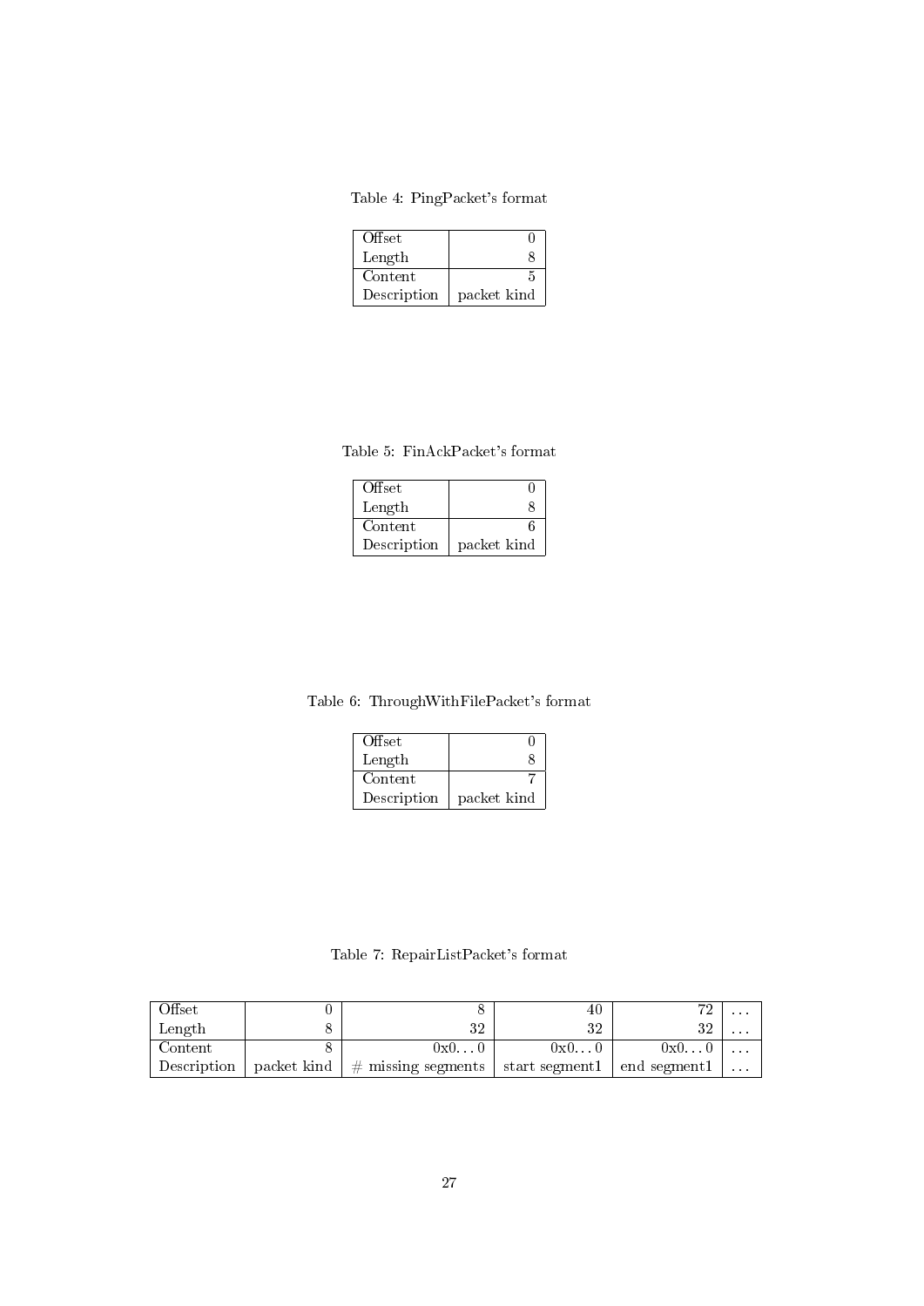Table 4: PingPacket's format

| | |
|---|---|
| Offset | 0 |
| Length | 8 |
| Content | 5 |
| Description | packet kind |

Table 5: FinAckPacket's format

| | |
|---|---|
| Offset | 0 |
| Length | 8 |
| Content | 6 |
| Description | packet kind |

Table 6: ThroughWithFilePacket's format

| | |
|---|---|
| Offset | 0 |
| Length | 8 |
| Content | 7 |
| Description | packet kind |

Table 7: RepairListPacket's format

| | | | | | |
|---|---|---|---|---|---|
| Offset | 0 | 8 | 40 | 72 | ... |
| Length | 8 | 32 | 32 | 32 | ... |
| Content | 8 | 0x0...0 | 0x0...0 | 0x0...0 | ... |
| Description | packet kind | # missing segments | start segment1 | end segment1 | ... |